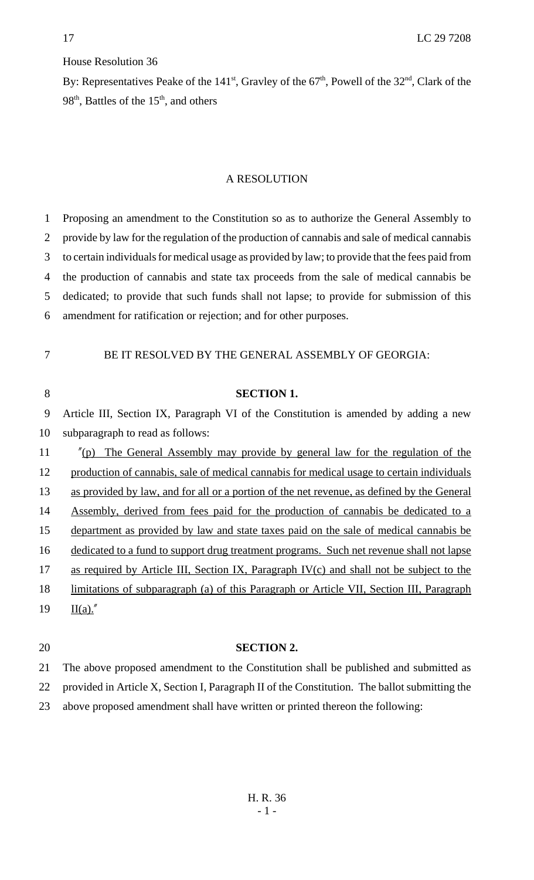House Resolution 36

By: Representatives Peake of the 141st, Gravley of the 67th, Powell of the 32nd, Clark of the 98th, Battles of the 15th, and others

## A RESOLUTION

Proposing an amendment to the Constitution so as to authorize the General Assembly to provide by law for the regulation of the production of cannabis and sale of medical cannabis to certain individuals for medical usage as provided by law; to provide that the fees paid from the production of cannabis and state tax proceeds from the sale of medical cannabis be dedicated; to provide that such funds shall not lapse; to provide for submission of this amendment for ratification or rejection; and for other purposes.

BE IT RESOLVED BY THE GENERAL ASSEMBLY OF GEORGIA:

**SECTION 1.**

Article III, Section IX, Paragraph VI of the Constitution is amended by adding a new subparagraph to read as follows:

"(p) The General Assembly may provide by general law for the regulation of the production of cannabis, sale of medical cannabis for medical usage to certain individuals as provided by law, and for all or a portion of the net revenue, as defined by the General Assembly, derived from fees paid for the production of cannabis be dedicated to a department as provided by law and state taxes paid on the sale of medical cannabis be dedicated to a fund to support drug treatment programs. Such net revenue shall not lapse as required by Article III, Section IX, Paragraph IV(c) and shall not be subject to the limitations of subparagraph (a) of this Paragraph or Article VII, Section III, Paragraph II(a)."

**SECTION 2.**

The above proposed amendment to the Constitution shall be published and submitted as provided in Article X, Section I, Paragraph II of the Constitution. The ballot submitting the above proposed amendment shall have written or printed thereon the following: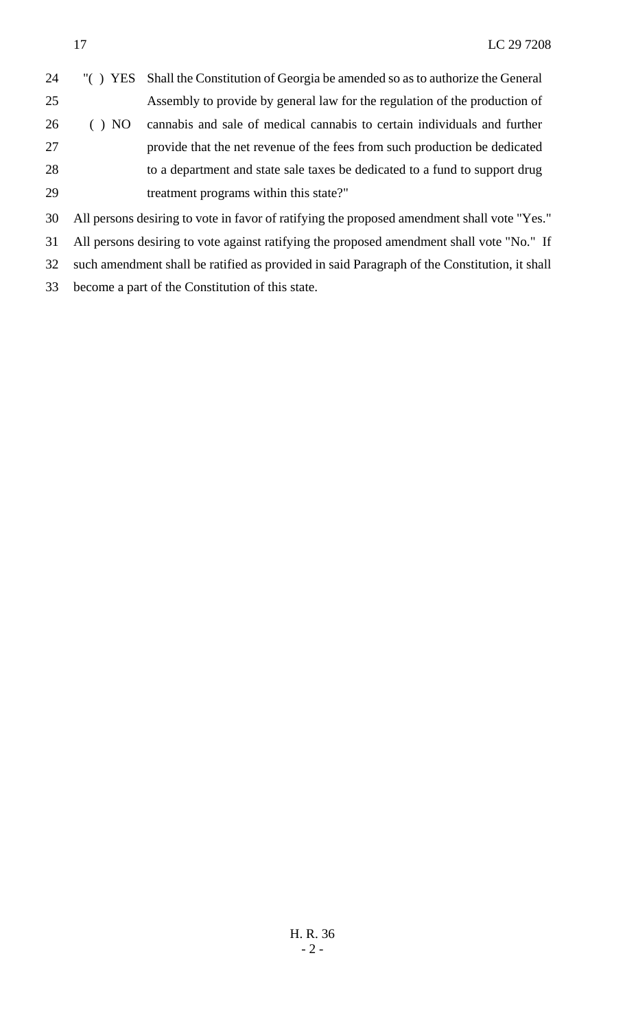"( ) YES Shall the Constitution of Georgia be amended so as to authorize the General Assembly to provide by general law for the regulation of the production of cannabis and sale of medical cannabis to certain individuals and further provide that the net revenue of the fees from such production be dedicated to a department and state sale taxes be dedicated to a fund to support drug treatment programs within this state?"

( ) NO

All persons desiring to vote in favor of ratifying the proposed amendment shall vote "Yes." All persons desiring to vote against ratifying the proposed amendment shall vote "No." If such amendment shall be ratified as provided in said Paragraph of the Constitution, it shall become a part of the Constitution of this state.